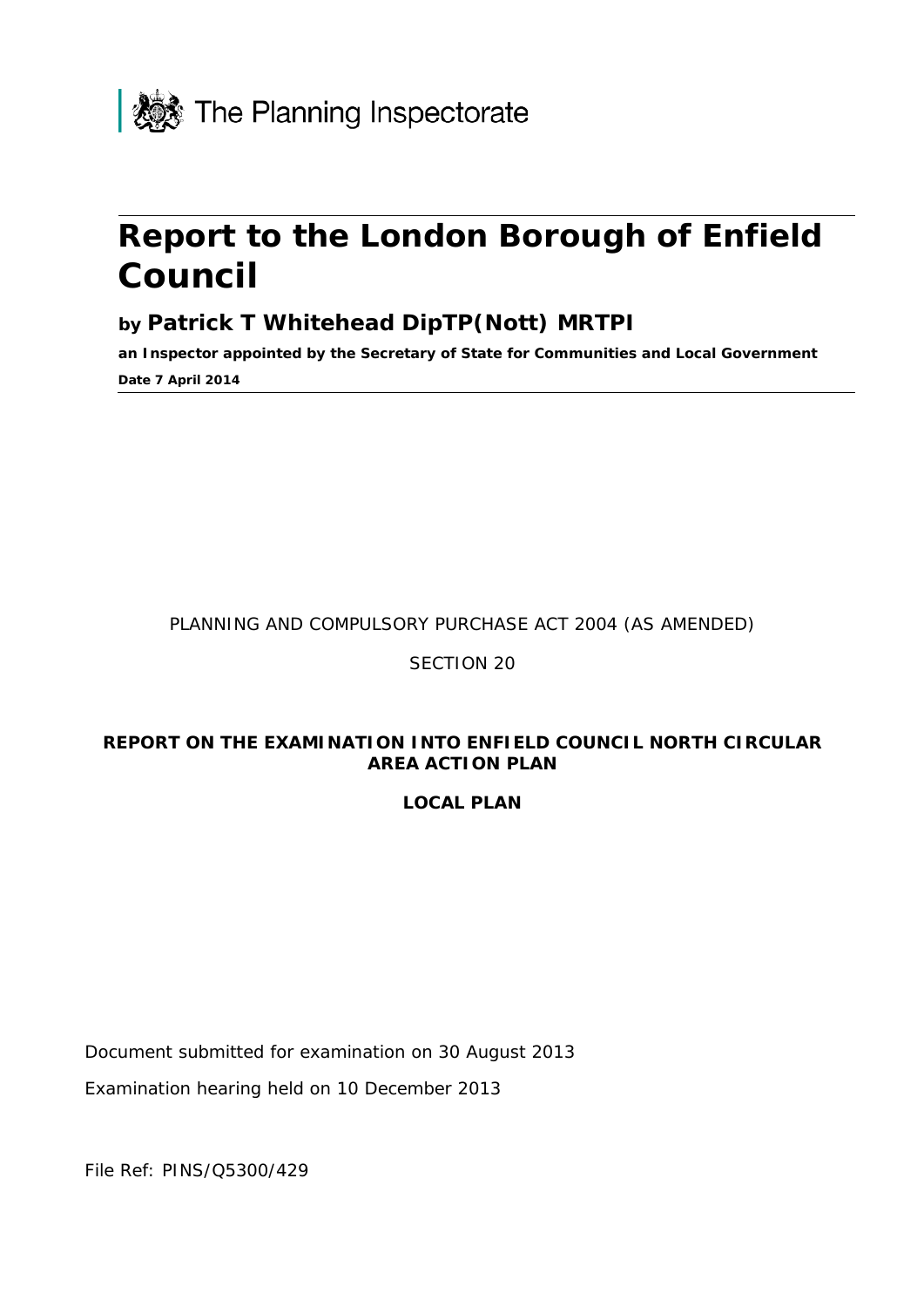The Planning Inspectorate

# Report to the London Borough of Enfield Council

### by Patrick T Whitehead DipTP(Nott) MRTPI

**an Inspector appointed by the Secretary of State for Communities and Local Government**

**Date 7 April 2014**

PLANNING AND COMPULSORY PURCHASE ACT 2004 (AS AMENDED)

SECTION 20

**REPORT ON THE EXAMINATION INTO ENFIELD COUNCIL NORTH CIRCULAR AREA ACTION PLAN**

**LOCAL PLAN**

Document submitted for examination on 30 August 2013

Examination hearing held on 10 December 2013

File Ref: PINS/Q5300/429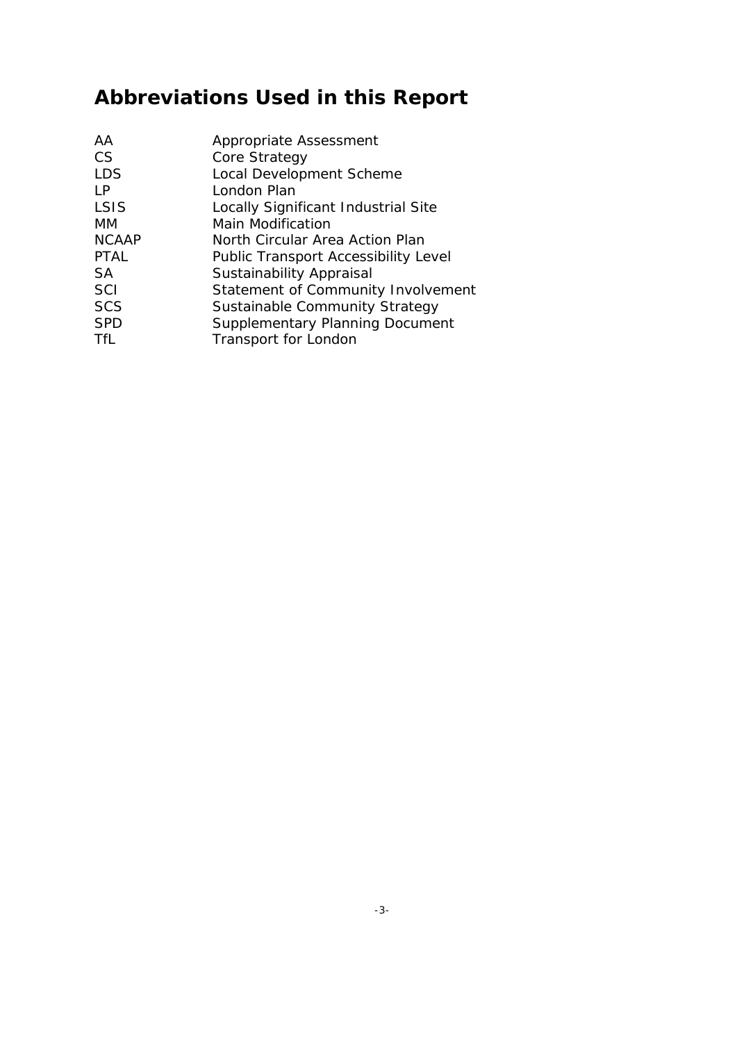# Abbreviations Used in this Report

| | |
|---|---|
| AA | Appropriate Assessment |
| CS | Core Strategy |
| LDS | Local Development Scheme |
| LP | London Plan |
| LSIS | Locally Significant Industrial Site |
| MM | Main Modification |
| NCAAP | North Circular Area Action Plan |
| PTAL | Public Transport Accessibility Level |
| SA | Sustainability Appraisal |
| SCI | Statement of Community Involvement |
| SCS | Sustainable Community Strategy |
| SPD | Supplementary Planning Document |
| TfL | Transport for London |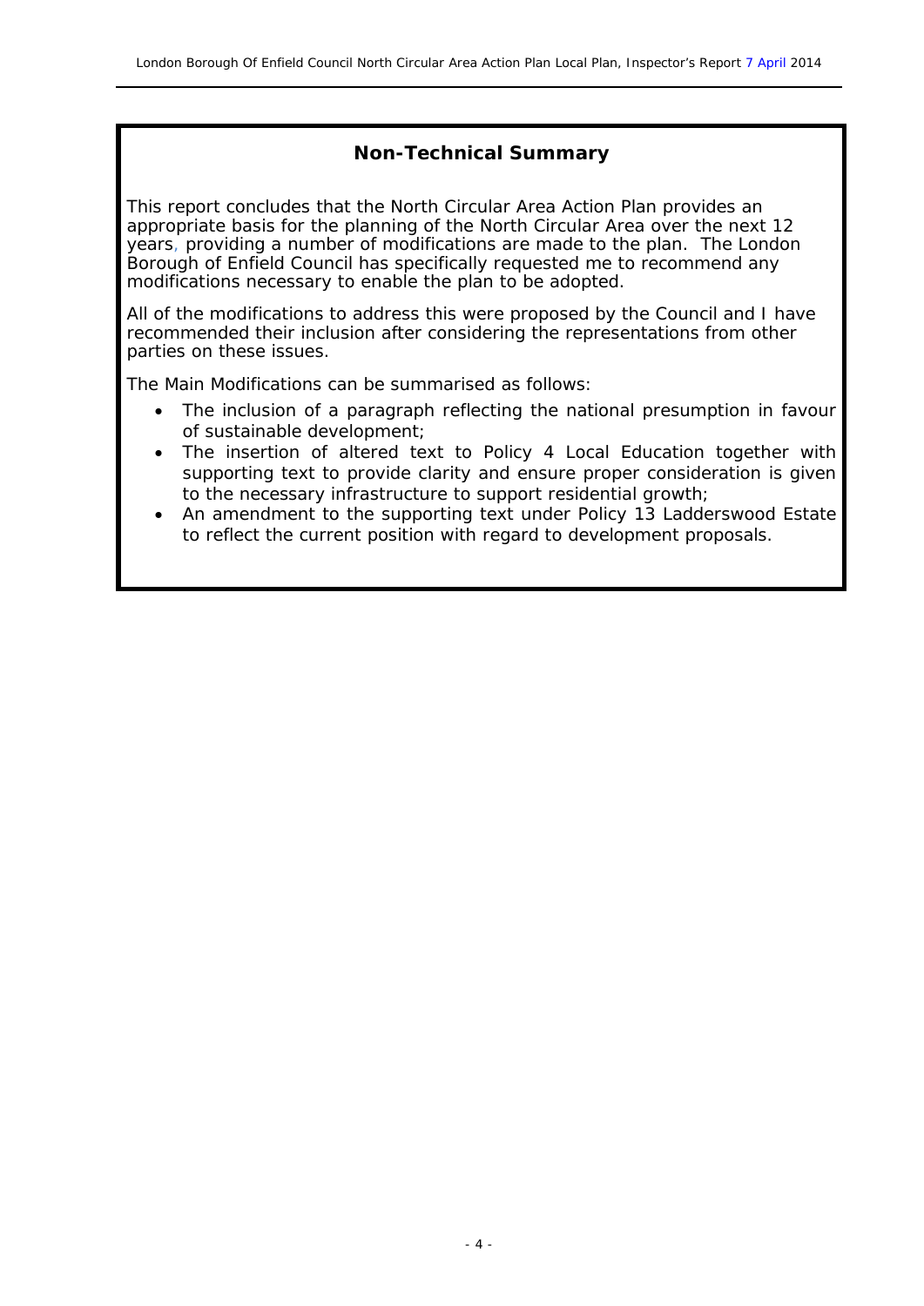## Non-Technical Summary

This report concludes that the North Circular Area Action Plan provides an appropriate basis for the planning of the North Circular Area over the next 12 years, providing a number of modifications are made to the plan. The London Borough of Enfield Council has specifically requested me to recommend any modifications necessary to enable the plan to be adopted.

All of the modifications to address this were proposed by the Council and I have recommended their inclusion after considering the representations from other parties on these issues.

The Main Modifications can be summarised as follows:

- The inclusion of a paragraph reflecting the national presumption in favour of sustainable development;
- The insertion of altered text to Policy 4 Local Education together with supporting text to provide clarity and ensure proper consideration is given to the necessary infrastructure to support residential growth;
- An amendment to the supporting text under Policy 13 Ladderswood Estate to reflect the current position with regard to development proposals.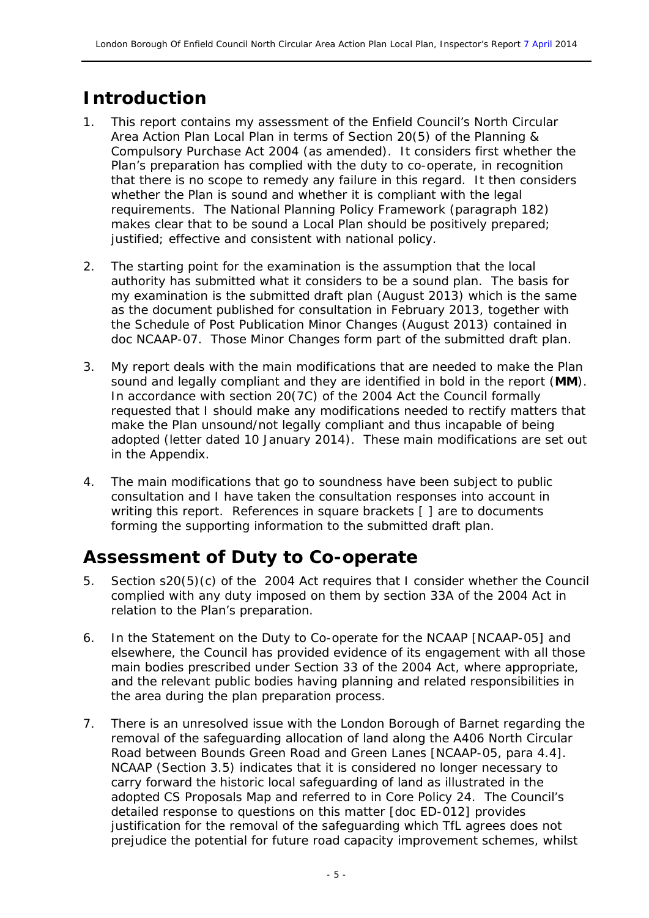# Introduction

1. This report contains my assessment of the Enfield Council's North Circular Area Action Plan Local Plan in terms of Section 20(5) of the Planning & Compulsory Purchase Act 2004 (as amended). It considers first whether the Plan's preparation has complied with the duty to co-operate, in recognition that there is no scope to remedy any failure in this regard. It then considers whether the Plan is sound and whether it is compliant with the legal requirements. The National Planning Policy Framework (paragraph 182) makes clear that to be sound a Local Plan should be positively prepared; justified; effective and consistent with national policy.

2. The starting point for the examination is the assumption that the local authority has submitted what it considers to be a sound plan. The basis for my examination is the submitted draft plan (August 2013) which is the same as the document published for consultation in February 2013, together with the Schedule of Post Publication Minor Changes (August 2013) contained in doc NCAAP-07. Those Minor Changes form part of the submitted draft plan.

3. My report deals with the main modifications that are needed to make the Plan sound and legally compliant and they are identified in bold in the report (**MM**). In accordance with section 20(7C) of the 2004 Act the Council formally requested that I should make any modifications needed to rectify matters that make the Plan unsound/not legally compliant and thus incapable of being adopted (letter dated 10 January 2014). These main modifications are set out in the Appendix.

4. The main modifications that go to soundness have been subject to public consultation and I have taken the consultation responses into account in writing this report. References in square brackets [ ] are to documents forming the supporting information to the submitted draft plan.

# Assessment of Duty to Co-operate

5. Section s20(5)(c) of the 2004 Act requires that I consider whether the Council complied with any duty imposed on them by section 33A of the 2004 Act in relation to the Plan's preparation.

6. In the Statement on the Duty to Co-operate for the NCAAP [NCAAP-05] and elsewhere, the Council has provided evidence of its engagement with all those main bodies prescribed under Section 33 of the 2004 Act, where appropriate, and the relevant public bodies having planning and related responsibilities in the area during the plan preparation process.

7. There is an unresolved issue with the London Borough of Barnet regarding the removal of the safeguarding allocation of land along the A406 North Circular Road between Bounds Green Road and Green Lanes [NCAAP-05, para 4.4]. NCAAP (Section 3.5) indicates that it is considered no longer necessary to carry forward the historic local safeguarding of land as illustrated in the adopted CS Proposals Map and referred to in Core Policy 24. The Council's detailed response to questions on this matter [doc ED-012] provides justification for the removal of the safeguarding which TfL agrees does not prejudice the potential for future road capacity improvement schemes, whilst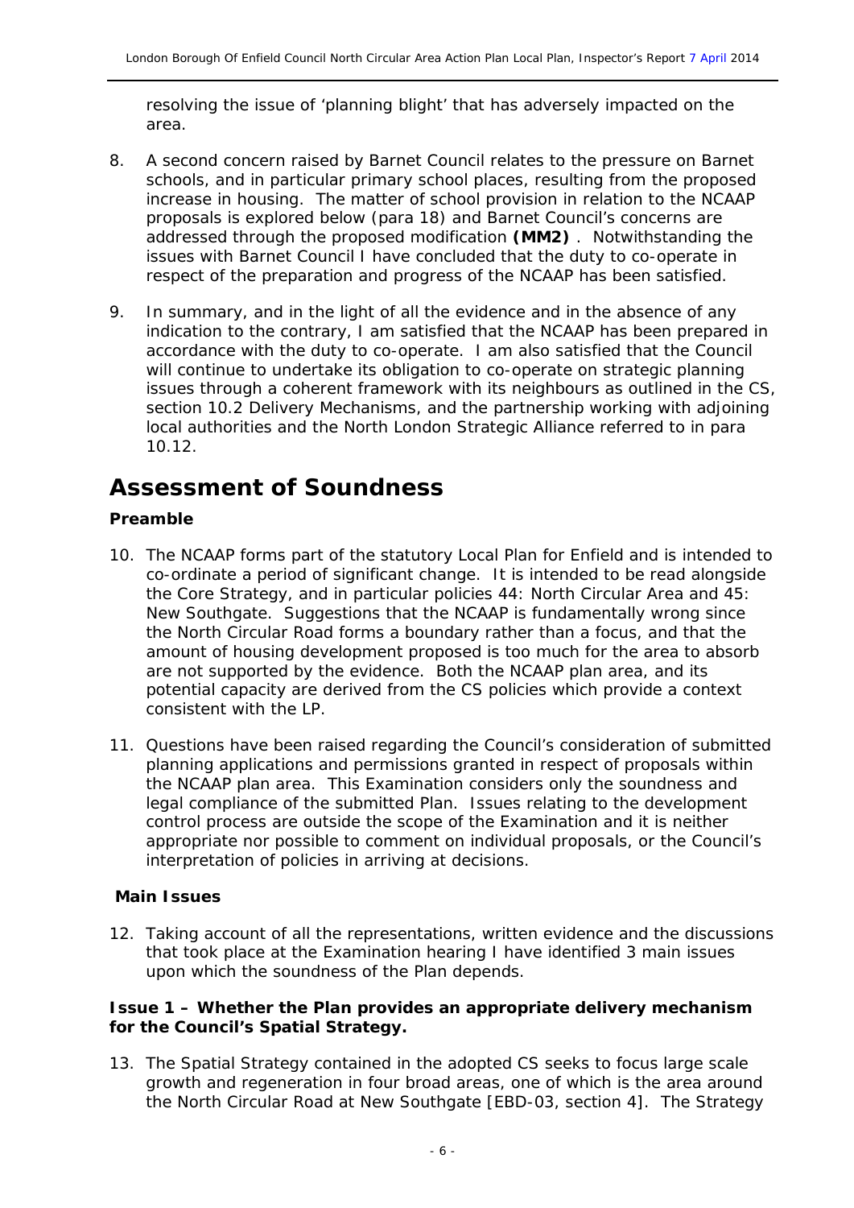resolving the issue of 'planning blight' that has adversely impacted on the area.

8. A second concern raised by Barnet Council relates to the pressure on Barnet schools, and in particular primary school places, resulting from the proposed increase in housing. The matter of school provision in relation to the NCAAP proposals is explored below (para 18) and Barnet Council's concerns are addressed through the proposed modification **(MM2)** . Notwithstanding the issues with Barnet Council I have concluded that the duty to co-operate in respect of the preparation and progress of the NCAAP has been satisfied.

9. In summary, and in the light of all the evidence and in the absence of any indication to the contrary, I am satisfied that the NCAAP has been prepared in accordance with the duty to co-operate. I am also satisfied that the Council will continue to undertake its obligation to co-operate on strategic planning issues through a coherent framework with its neighbours as outlined in the CS, section 10.2 Delivery Mechanisms, and the partnership working with adjoining local authorities and the North London Strategic Alliance referred to in para 10.12.

# Assessment of Soundness

### Preamble

10. The NCAAP forms part of the statutory Local Plan for Enfield and is intended to co-ordinate a period of significant change. It is intended to be read alongside the Core Strategy, and in particular policies 44: North Circular Area and 45: New Southgate. Suggestions that the NCAAP is fundamentally wrong since the North Circular Road forms a boundary rather than a focus, and that the amount of housing development proposed is too much for the area to absorb are not supported by the evidence. Both the NCAAP plan area, and its potential capacity are derived from the CS policies which provide a context consistent with the LP.

11. Questions have been raised regarding the Council's consideration of submitted planning applications and permissions granted in respect of proposals within the NCAAP plan area. This Examination considers only the soundness and legal compliance of the submitted Plan. Issues relating to the development control process are outside the scope of the Examination and it is neither appropriate nor possible to comment on individual proposals, or the Council's interpretation of policies in arriving at decisions.

### Main Issues

12. Taking account of all the representations, written evidence and the discussions that took place at the Examination hearing I have identified 3 main issues upon which the soundness of the Plan depends.

### Issue 1 – Whether the Plan provides an appropriate delivery mechanism for the Council's Spatial Strategy.

13. The Spatial Strategy contained in the adopted CS seeks to focus large scale growth and regeneration in four broad areas, one of which is the area around the North Circular Road at New Southgate [EBD-03, section 4]. The Strategy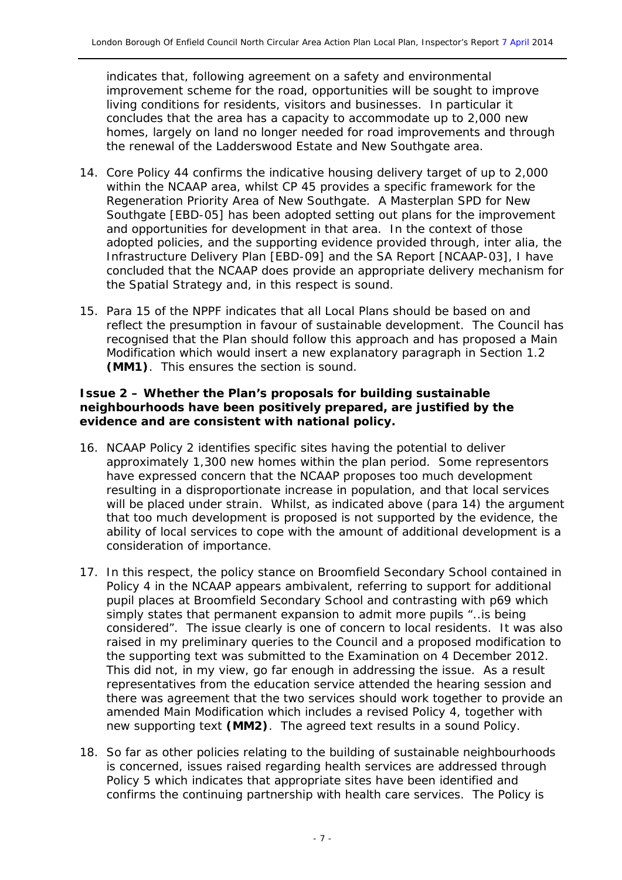indicates that, following agreement on a safety and environmental improvement scheme for the road, opportunities will be sought to improve living conditions for residents, visitors and businesses. In particular it concludes that the area has a capacity to accommodate up to 2,000 new homes, largely on land no longer needed for road improvements and through the renewal of the Ladderswood Estate and New Southgate area.

14. Core Policy 44 confirms the indicative housing delivery target of up to 2,000 within the NCAAP area, whilst CP 45 provides a specific framework for the Regeneration Priority Area of New Southgate. A Masterplan SPD for New Southgate [EBD-05] has been adopted setting out plans for the improvement and opportunities for development in that area. In the context of those adopted policies, and the supporting evidence provided through, inter alia, the Infrastructure Delivery Plan [EBD-09] and the SA Report [NCAAP-03], I have concluded that the NCAAP does provide an appropriate delivery mechanism for the Spatial Strategy and, in this respect is sound.

15. Para 15 of the NPPF indicates that all Local Plans should be based on and reflect the presumption in favour of sustainable development. The Council has recognised that the Plan should follow this approach and has proposed a Main Modification which would insert a new explanatory paragraph in Section 1.2 **(MM1)**. This ensures the section is sound.

**Issue 2 – Whether the Plan's proposals for building sustainable neighbourhoods have been positively prepared, are justified by the evidence and are consistent with national policy.**

16. NCAAP Policy 2 identifies specific sites having the potential to deliver approximately 1,300 new homes within the plan period. Some representors have expressed concern that the NCAAP proposes too much development resulting in a disproportionate increase in population, and that local services will be placed under strain. Whilst, as indicated above (para 14) the argument that too much development is proposed is not supported by the evidence, the ability of local services to cope with the amount of additional development is a consideration of importance.

17. In this respect, the policy stance on Broomfield Secondary School contained in Policy 4 in the NCAAP appears ambivalent, referring to support for additional pupil places at Broomfield Secondary School and contrasting with p69 which simply states that permanent expansion to admit more pupils "..is being considered". The issue clearly is one of concern to local residents. It was also raised in my preliminary queries to the Council and a proposed modification to the supporting text was submitted to the Examination on 4 December 2012. This did not, in my view, go far enough in addressing the issue. As a result representatives from the education service attended the hearing session and there was agreement that the two services should work together to provide an amended Main Modification which includes a revised Policy 4, together with new supporting text **(MM2)**. The agreed text results in a sound Policy.

18. So far as other policies relating to the building of sustainable neighbourhoods is concerned, issues raised regarding health services are addressed through Policy 5 which indicates that appropriate sites have been identified and confirms the continuing partnership with health care services. The Policy is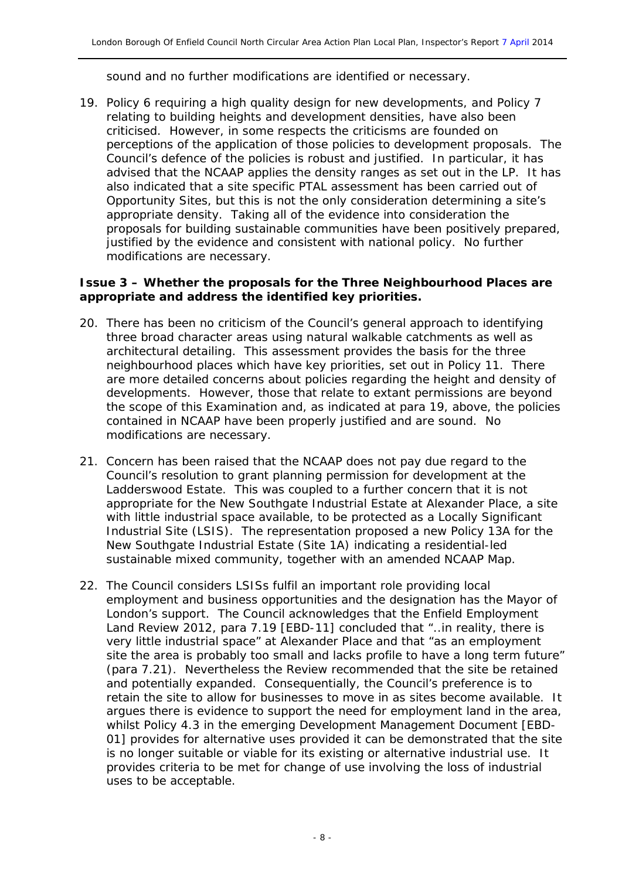sound and no further modifications are identified or necessary.

19. Policy 6 requiring a high quality design for new developments, and Policy 7 relating to building heights and development densities, have also been criticised. However, in some respects the criticisms are founded on perceptions of the application of those policies to development proposals. The Council's defence of the policies is robust and justified. In particular, it has advised that the NCAAP applies the density ranges as set out in the LP. It has also indicated that a site specific PTAL assessment has been carried out of Opportunity Sites, but this is not the only consideration determining a site's appropriate density. Taking all of the evidence into consideration the proposals for building sustainable communities have been positively prepared, justified by the evidence and consistent with national policy. No further modifications are necessary.

**Issue 3 – Whether the proposals for the Three Neighbourhood Places are appropriate and address the identified key priorities.**

20. There has been no criticism of the Council's general approach to identifying three broad character areas using natural walkable catchments as well as architectural detailing. This assessment provides the basis for the three neighbourhood places which have key priorities, set out in Policy 11. There are more detailed concerns about policies regarding the height and density of developments. However, those that relate to extant permissions are beyond the scope of this Examination and, as indicated at para 19, above, the policies contained in NCAAP have been properly justified and are sound. No modifications are necessary.

21. Concern has been raised that the NCAAP does not pay due regard to the Council's resolution to grant planning permission for development at the Ladderswood Estate. This was coupled to a further concern that it is not appropriate for the New Southgate Industrial Estate at Alexander Place, a site with little industrial space available, to be protected as a Locally Significant Industrial Site (LSIS). The representation proposed a new Policy 13A for the New Southgate Industrial Estate (Site 1A) indicating a residential-led sustainable mixed community, together with an amended NCAAP Map.

22. The Council considers LSISs fulfil an important role providing local employment and business opportunities and the designation has the Mayor of London's support. The Council acknowledges that the Enfield Employment Land Review 2012, para 7.19 [EBD-11] concluded that "..in reality, there is very little industrial space" at Alexander Place and that "as an employment site the area is probably too small and lacks profile to have a long term future" (para 7.21). Nevertheless the Review recommended that the site be retained and potentially expanded. Consequentially, the Council's preference is to retain the site to allow for businesses to move in as sites become available. It argues there is evidence to support the need for employment land in the area, whilst Policy 4.3 in the emerging Development Management Document [EBD-01] provides for alternative uses provided it can be demonstrated that the site is no longer suitable or viable for its existing or alternative industrial use. It provides criteria to be met for change of use involving the loss of industrial uses to be acceptable.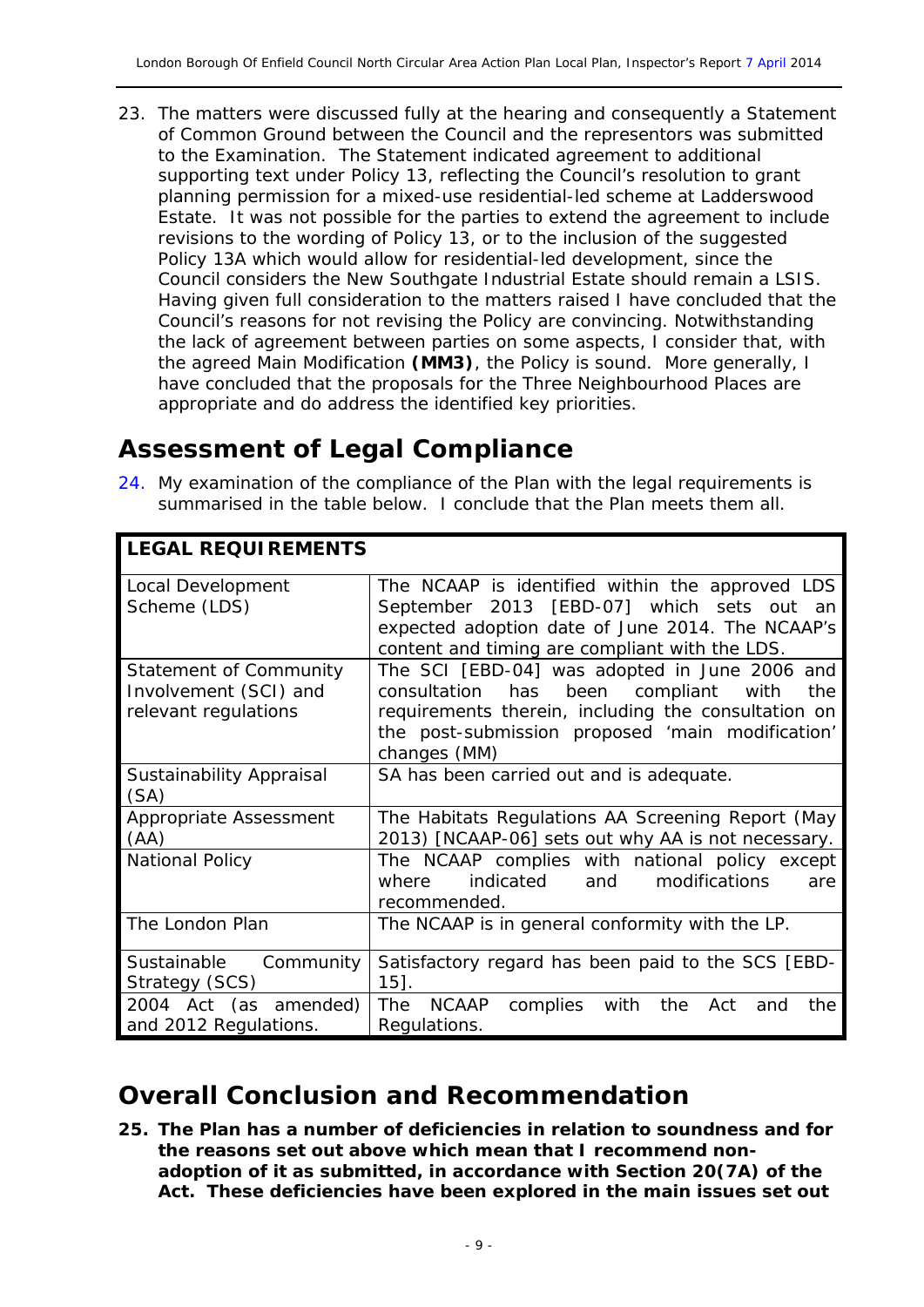23. The matters were discussed fully at the hearing and consequently a Statement of Common Ground between the Council and the representors was submitted to the Examination. The Statement indicated agreement to additional supporting text under Policy 13, reflecting the Council's resolution to grant planning permission for a mixed-use residential-led scheme at Ladderswood Estate. It was not possible for the parties to extend the agreement to include revisions to the wording of Policy 13, or to the inclusion of the suggested Policy 13A which would allow for residential-led development, since the Council considers the New Southgate Industrial Estate should remain a LSIS. Having given full consideration to the matters raised I have concluded that the Council's reasons for not revising the Policy are convincing. Notwithstanding the lack of agreement between parties on some aspects, I consider that, with the agreed Main Modification **(MM3)**, the Policy is sound. More generally, I have concluded that the proposals for the Three Neighbourhood Places are appropriate and do address the identified key priorities.

## Assessment of Legal Compliance

24. My examination of the compliance of the Plan with the legal requirements is summarised in the table below. I conclude that the Plan meets them all.

| **LEGAL REQUIREMENTS** | |
|---|---|
| Local Development Scheme (LDS) | The NCAAP is identified within the approved LDS September 2013 [EBD-07] which sets out an expected adoption date of June 2014. The NCAAP's content and timing are compliant with the LDS. |
| Statement of Community Involvement (SCI) and relevant regulations | The SCI [EBD-04] was adopted in June 2006 and consultation has been compliant with the requirements therein, including the consultation on the post-submission proposed 'main modification' changes (MM) |
| Sustainability Appraisal (SA) | SA has been carried out and is adequate. |
| Appropriate Assessment (AA) | The Habitats Regulations AA Screening Report (May 2013) [NCAAP-06] sets out why AA is not necessary. |
| National Policy | The NCAAP complies with national policy except where indicated and modifications are recommended. |
| The London Plan | The NCAAP is in general conformity with the LP. |
| Sustainable Community Strategy (SCS) | Satisfactory regard has been paid to the SCS [EBD-15]. |
| 2004 Act (as amended) and 2012 Regulations. | The NCAAP complies with the Act and the Regulations. |

## Overall Conclusion and Recommendation

**25. The Plan has a number of deficiencies in relation to soundness and for the reasons set out above which mean that I recommend non-adoption of it as submitted, in accordance with Section 20(7A) of the Act. These deficiencies have been explored in the main issues set out**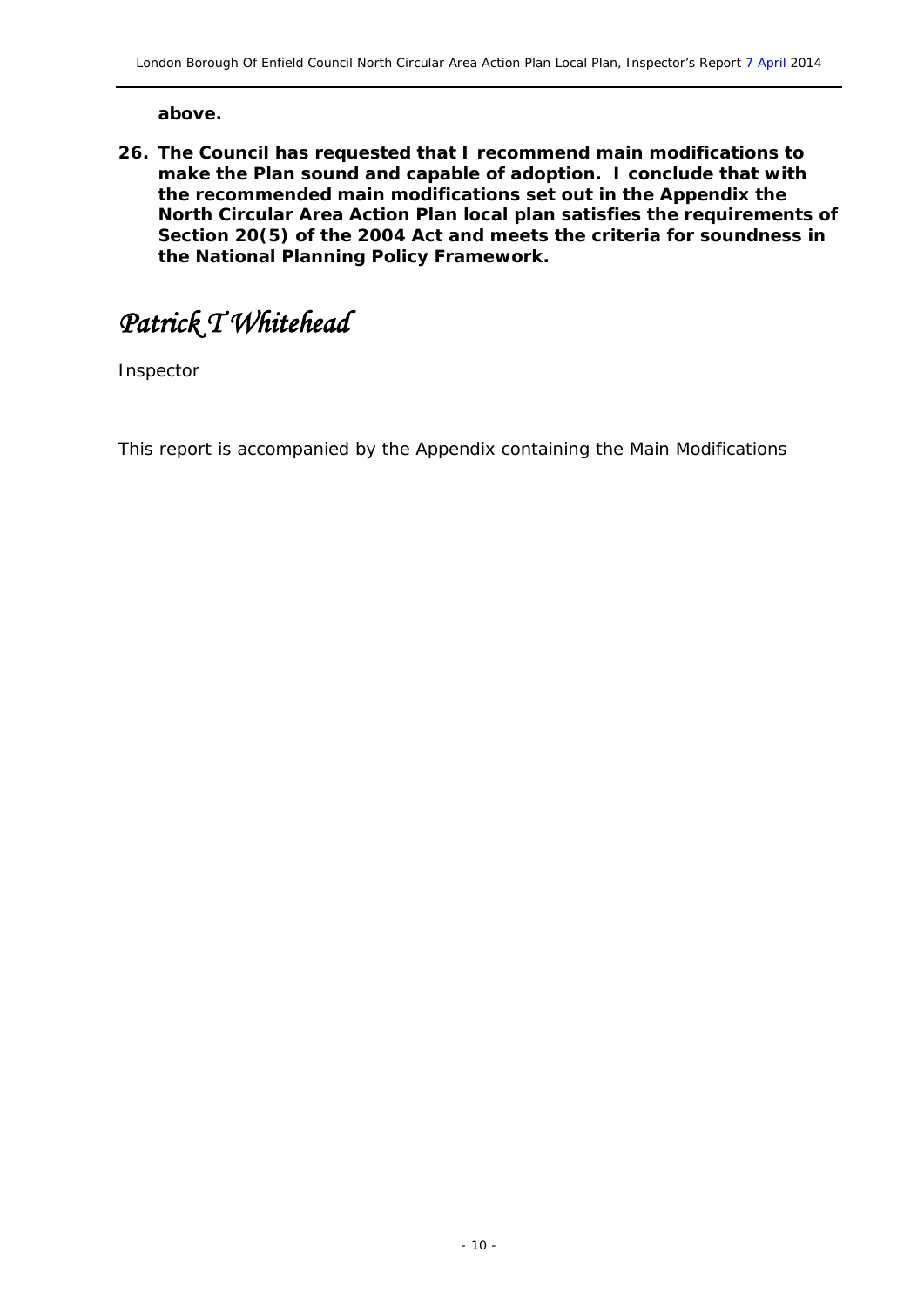**above.**

**26. The Council has requested that I recommend main modifications to make the Plan sound and capable of adoption. I conclude that with the recommended main modifications set out in the Appendix the North Circular Area Action Plan local plan satisfies the requirements of Section 20(5) of the 2004 Act and meets the criteria for soundness in the National Planning Policy Framework.**

*Patrick T Whitehead*

Inspector

This report is accompanied by the Appendix containing the Main Modifications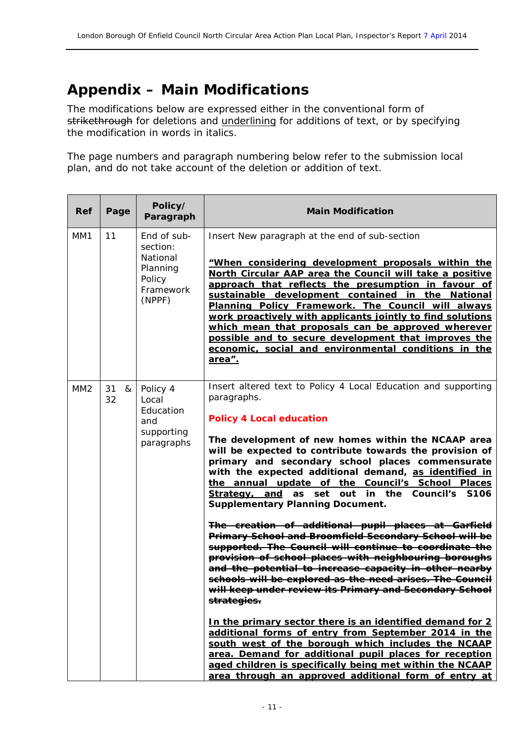# Appendix – Main Modifications

The modifications below are expressed either in the conventional form of ~~strikethrough~~ for deletions and <u>underlining</u> for additions of text, or by specifying the modification in words in italics.

The page numbers and paragraph numbering below refer to the submission local plan, and do not take account of the deletion or addition of text.

| Ref | Page | Policy/ Paragraph | Main Modification |
|---|---|---|---|
| MM1 | 11 | End of sub-section: National Planning Policy Framework (NPPF) | Insert New paragraph at the end of sub-section<br><br>**<u>"When considering development proposals within the North Circular AAP area the Council will take a positive approach that reflects the presumption in favour of sustainable development contained in the National Planning Policy Framework. The Council will always work proactively with applicants jointly to find solutions which mean that proposals can be approved wherever possible and to secure development that improves the economic, social and environmental conditions in the area".</u>** |
| MM2 | 31 & 32 | Policy 4 Local Education and supporting paragraphs | Insert altered text to Policy 4 Local Education and supporting paragraphs.<br><br>**Policy 4 Local education**<br><br>**The development of new homes within the NCAAP area will be expected to contribute towards the provision of primary and secondary school places commensurate with the expected additional demand, <u>as identified in the annual update of the Council's School Places Strategy, and</u> as set out in the Council's S106 Supplementary Planning Document.**<br><br>**~~The creation of additional pupil places at Garfield Primary School and Broomfield Secondary School will be supported. The Council will continue to coordinate the provision of school places with neighbouring boroughs and the potential to increase capacity in other nearby schools will be explored as the need arises. The Council will keep under review its Primary and Secondary School strategies.~~**<br><br>**<u>In the primary sector there is an identified demand for 2 additional forms of entry from September 2014 in the south west of the borough which includes the NCAAP area. Demand for additional pupil places for reception aged children is specifically being met within the NCAAP area through an approved additional form of entry at</u>** |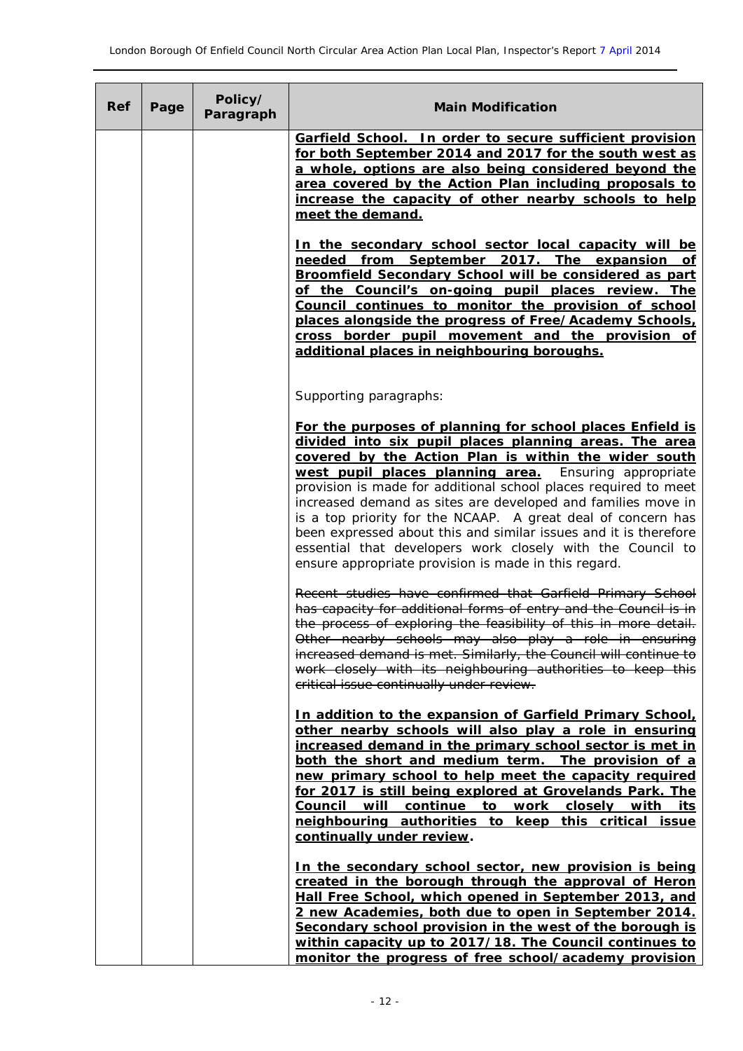| Ref | Page | Policy/ Paragraph | Main Modification |
|---|---|---|---|
| | | | **<u>Garfield School. In order to secure sufficient provision for both September 2014 and 2017 for the south west as a whole, options are also being considered beyond the area covered by the Action Plan including proposals to increase the capacity of other nearby schools to help meet the demand.</u>**<br><br>**<u>In the secondary school sector local capacity will be needed from September 2017. The expansion of Broomfield Secondary School will be considered as part of the Council's on-going pupil places review. The Council continues to monitor the provision of school places alongside the progress of Free/Academy Schools, cross border pupil movement and the provision of additional places in neighbouring boroughs.</u>**<br><br>Supporting paragraphs:<br><br>**<u>For the purposes of planning for school places Enfield is divided into six pupil places planning areas. The area covered by the Action Plan is within the wider south west pupil places planning area.</u>** Ensuring appropriate provision is made for additional school places required to meet increased demand as sites are developed and families move in is a top priority for the NCAAP. A great deal of concern has been expressed about this and similar issues and it is therefore essential that developers work closely with the Council to ensure appropriate provision is made in this regard.<br><br>~~Recent studies have confirmed that Garfield Primary School has capacity for additional forms of entry and the Council is in the process of exploring the feasibility of this in more detail. Other nearby schools may also play a role in ensuring increased demand is met. Similarly, the Council will continue to work closely with its neighbouring authorities to keep this critical issue continually under review.~~<br><br>**<u>In addition to the expansion of Garfield Primary School, other nearby schools will also play a role in ensuring increased demand in the primary school sector is met in both the short and medium term. The provision of a new primary school to help meet the capacity required for 2017 is still being explored at Grovelands Park. The Council will continue to work closely with its neighbouring authorities to keep this critical issue continually under review.</u>**<br><br>**<u>In the secondary school sector, new provision is being created in the borough through the approval of Heron Hall Free School, which opened in September 2013, and 2 new Academies, both due to open in September 2014. Secondary school provision in the west of the borough is within capacity up to 2017/18. The Council continues to monitor the progress of free school/academy provision</u>** |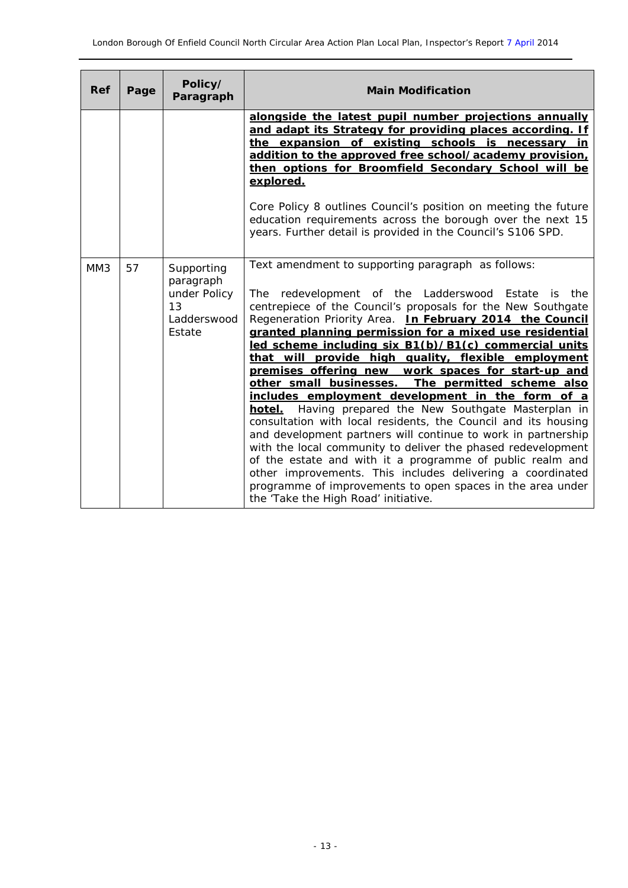| Ref | Page | Policy/ Paragraph | Main Modification |
|---|---|---|---|
| | | | **alongside the latest pupil number projections annually and adapt its Strategy for providing places according. If the expansion of existing schools is necessary in addition to the approved free school/academy provision, then options for Broomfield Secondary School will be explored.**<br><br>Core Policy 8 outlines Council's position on meeting the future education requirements across the borough over the next 15 years. Further detail is provided in the Council's S106 SPD. |
| MM3 | 57 | Supporting paragraph under Policy 13 Ladderswood Estate | Text amendment to supporting paragraph as follows:<br><br>The redevelopment of the Ladderswood Estate is the centrepiece of the Council's proposals for the New Southgate Regeneration Priority Area. **In February 2014 the Council granted planning permission for a mixed use residential led scheme including six B1(b)/B1(c) commercial units that will provide high quality, flexible employment premises offering new work spaces for start-up and other small businesses. The permitted scheme also includes employment development in the form of a hotel.** Having prepared the New Southgate Masterplan in consultation with local residents, the Council and its housing and development partners will continue to work in partnership with the local community to deliver the phased redevelopment of the estate and with it a programme of public realm and other improvements. This includes delivering a coordinated programme of improvements to open spaces in the area under the 'Take the High Road' initiative. |